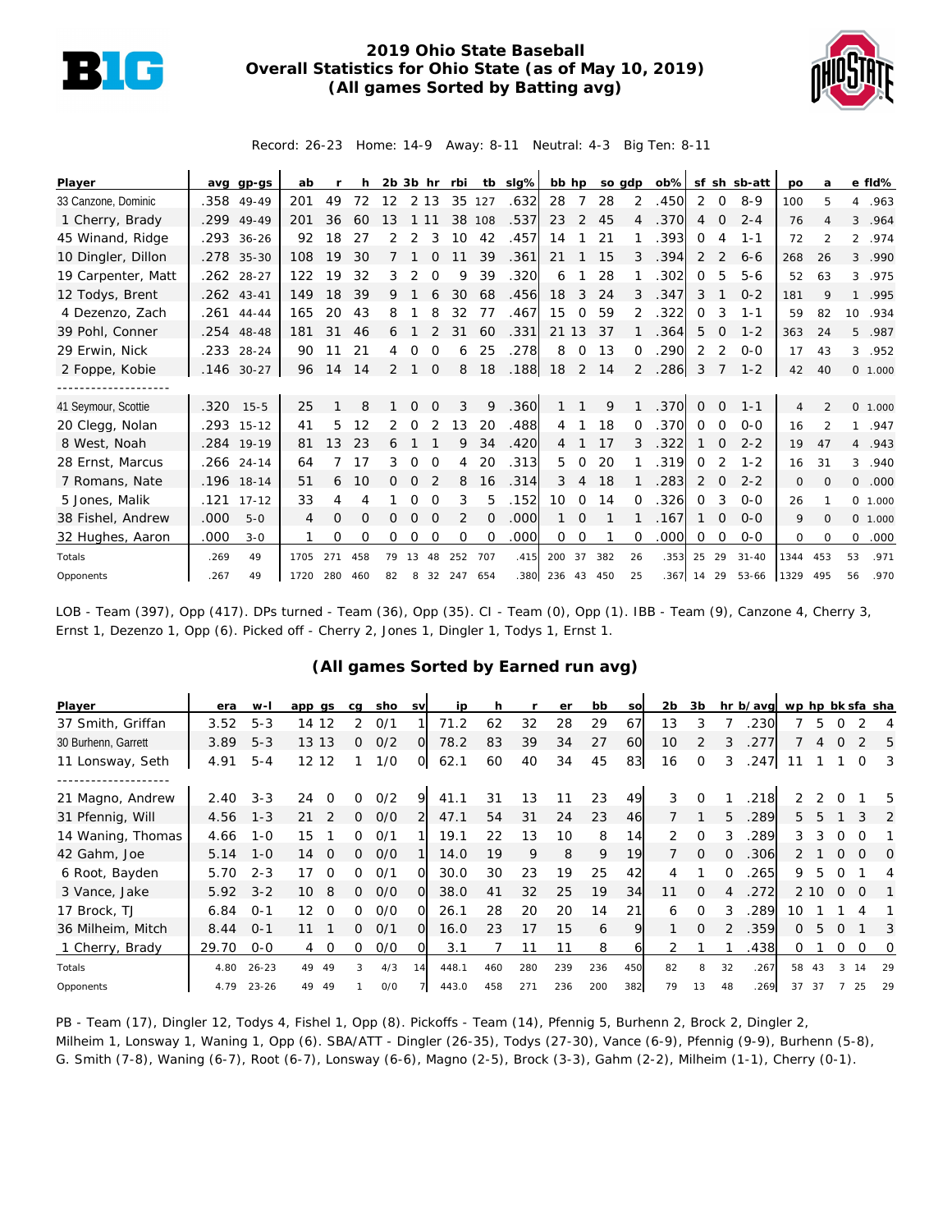# 2019 Ohio State Baseball
## Overall Statistics for Ohio State (as of May 10, 2019)
### (All games Sorted by Batting avg)

Record: 26-23 Home: 14-9 Away: 8-11 Neutral: 4-3 Big Ten: 8-11

| Player | avg | gp-gs | ab | r | h | 2b | 3b | hr | rbi | tb | slg% | bb | hp | so | gdp | ob% | sf | sh | sb-att | po | a | e | fld% |
|---|---|---|---|---|---|---|---|---|---|---|---|---|---|---|---|---|---|---|---|---|---|---|---|
| 33 Canzone, Dominic | .358 | 49-49 | 201 | 49 | 72 | 12 | 2 | 13 | 35 | 127 | .632 | 28 | 7 | 28 | 2 | .450 | 2 | 0 | 8-9 | 100 | 5 | 4 | .963 |
| 1 Cherry, Brady | .299 | 49-49 | 201 | 36 | 60 | 13 | 1 | 11 | 38 | 108 | .537 | 23 | 2 | 45 | 4 | .370 | 4 | 0 | 2-4 | 76 | 4 | 3 | .964 |
| 45 Winand, Ridge | .293 | 36-26 | 92 | 18 | 27 | 2 | 2 | 3 | 10 | 42 | .457 | 14 | 1 | 21 | 1 | .393 | 0 | 4 | 1-1 | 72 | 2 | 2 | .974 |
| 10 Dingler, Dillon | .278 | 35-30 | 108 | 19 | 30 | 7 | 1 | 0 | 11 | 39 | .361 | 21 | 1 | 15 | 3 | .394 | 2 | 2 | 6-6 | 268 | 26 | 3 | .990 |
| 19 Carpenter, Matt | .262 | 28-27 | 122 | 19 | 32 | 3 | 2 | 0 | 9 | 39 | .320 | 6 | 1 | 28 | 1 | .302 | 0 | 5 | 5-6 | 52 | 63 | 3 | .975 |
| 12 Todys, Brent | .262 | 43-41 | 149 | 18 | 39 | 9 | 1 | 6 | 30 | 68 | .456 | 18 | 3 | 24 | 3 | .347 | 3 | 1 | 0-2 | 181 | 9 | 1 | .995 |
| 4 Dezenzo, Zach | .261 | 44-44 | 165 | 20 | 43 | 8 | 1 | 8 | 32 | 77 | .467 | 15 | 0 | 59 | 2 | .322 | 0 | 3 | 1-1 | 59 | 82 | 10 | .934 |
| 39 Pohl, Conner | .254 | 48-48 | 181 | 31 | 46 | 6 | 1 | 2 | 31 | 60 | .331 | 21 | 13 | 37 | 1 | .364 | 5 | 0 | 1-2 | 363 | 24 | 5 | .987 |
| 29 Erwin, Nick | .233 | 28-24 | 90 | 11 | 21 | 4 | 0 | 0 | 6 | 25 | .278 | 8 | 0 | 13 | 0 | .290 | 2 | 2 | 0-0 | 17 | 43 | 3 | .952 |
| 2 Foppe, Kobie | .146 | 30-27 | 96 | 14 | 14 | 2 | 1 | 0 | 8 | 18 | .188 | 18 | 2 | 14 | 2 | .286 | 3 | 7 | 1-2 | 42 | 40 | 0 | 1.000 |
| 41 Seymour, Scottie | .320 | 15-5 | 25 | 1 | 8 | 1 | 0 | 0 | 3 | 9 | .360 | 1 | 1 | 9 | 1 | .370 | 0 | 0 | 1-1 | 4 | 2 | 0 | 1.000 |
| 20 Clegg, Nolan | .293 | 15-12 | 41 | 5 | 12 | 2 | 0 | 2 | 13 | 20 | .488 | 4 | 1 | 18 | 0 | .370 | 0 | 0 | 0-0 | 16 | 2 | 1 | .947 |
| 8 West, Noah | .284 | 19-19 | 81 | 13 | 23 | 6 | 1 | 1 | 9 | 34 | .420 | 4 | 1 | 17 | 3 | .322 | 1 | 0 | 2-2 | 19 | 47 | 4 | .943 |
| 28 Ernst, Marcus | .266 | 24-14 | 64 | 7 | 17 | 3 | 0 | 0 | 4 | 20 | .313 | 5 | 0 | 20 | 1 | .319 | 0 | 2 | 1-2 | 16 | 31 | 3 | .940 |
| 7 Romans, Nate | .196 | 18-14 | 51 | 6 | 10 | 0 | 0 | 2 | 8 | 16 | .314 | 3 | 4 | 18 | 1 | .283 | 2 | 0 | 2-2 | 0 | 0 | 0 | .000 |
| 5 Jones, Malik | .121 | 17-12 | 33 | 4 | 4 | 1 | 0 | 0 | 3 | 5 | .152 | 10 | 0 | 14 | 0 | .326 | 0 | 3 | 0-0 | 26 | 1 | 0 | 1.000 |
| 38 Fishel, Andrew | .000 | 5-0 | 4 | 0 | 0 | 0 | 0 | 0 | 2 | 0 | .000 | 1 | 0 | 1 | 1 | .167 | 1 | 0 | 0-0 | 9 | 0 | 0 | 1.000 |
| 32 Hughes, Aaron | .000 | 3-0 | 1 | 0 | 0 | 0 | 0 | 0 | 0 | 0 | .000 | 0 | 0 | 1 | 0 | .000 | 0 | 0 | 0-0 | 0 | 0 | 0 | .000 |
| Totals | .269 | 49 | 1705 | 271 | 458 | 79 | 13 | 48 | 252 | 707 | .415 | 200 | 37 | 382 | 26 | .353 | 25 | 29 | 31-40 | 1344 | 453 | 53 | .971 |
| Opponents | .267 | 49 | 1720 | 280 | 460 | 82 | 8 | 32 | 247 | 654 | .380 | 236 | 43 | 450 | 25 | .367 | 14 | 29 | 53-66 | 1329 | 495 | 56 | .970 |

LOB - Team (397), Opp (417). DPs turned - Team (36), Opp (35). CI - Team (0), Opp (1). IBB - Team (9), Canzone 4, Cherry 3, Ernst 1, Dezenzo 1, Opp (6). Picked off - Cherry 2, Jones 1, Dingler 1, Todys 1, Ernst 1.

### (All games Sorted by Earned run avg)

| Player | era | w-l | app | gs | cg | sho | sv | ip | h | r | er | bb | so | 2b | 3b | hr | b/avg | wp | hp | bk | sfa | sha |
|---|---|---|---|---|---|---|---|---|---|---|---|---|---|---|---|---|---|---|---|---|---|---|
| 37 Smith, Griffan | 3.52 | 5-3 | 14 | 12 | 2 | 0/1 | 1 | 71.2 | 62 | 32 | 28 | 29 | 67 | 13 | 3 | 7 | .230 | 7 | 5 | 0 | 2 | 4 |
| 30 Burhenn, Garrett | 3.89 | 5-3 | 13 | 13 | 0 | 0/2 | 0 | 78.2 | 83 | 39 | 34 | 27 | 60 | 10 | 2 | 3 | .277 | 7 | 4 | 0 | 2 | 5 |
| 11 Lonsway, Seth | 4.91 | 5-4 | 12 | 12 | 1 | 1/0 | 0 | 62.1 | 60 | 40 | 34 | 45 | 83 | 16 | 0 | 3 | .247 | 11 | 1 | 1 | 0 | 3 |
| 21 Magno, Andrew | 2.40 | 3-3 | 24 | 0 | 0 | 0/2 | 9 | 41.1 | 31 | 13 | 11 | 23 | 49 | 3 | 0 | 1 | .218 | 2 | 2 | 0 | 1 | 5 |
| 31 Pfennig, Will | 4.56 | 1-3 | 21 | 2 | 0 | 0/0 | 2 | 47.1 | 54 | 31 | 24 | 23 | 46 | 7 | 1 | 5 | .289 | 5 | 5 | 1 | 3 | 2 |
| 14 Waning, Thomas | 4.66 | 1-0 | 15 | 1 | 0 | 0/1 | 1 | 19.1 | 22 | 13 | 10 | 8 | 14 | 2 | 0 | 3 | .289 | 3 | 3 | 0 | 0 | 1 |
| 42 Gahm, Joe | 5.14 | 1-0 | 14 | 0 | 0 | 0/0 | 1 | 14.0 | 19 | 9 | 8 | 9 | 19 | 7 | 0 | 0 | .306 | 2 | 1 | 0 | 0 | 0 |
| 6 Root, Bayden | 5.70 | 2-3 | 17 | 0 | 0 | 0/1 | 0 | 30.0 | 30 | 23 | 19 | 25 | 42 | 4 | 1 | 0 | .265 | 9 | 5 | 0 | 1 | 4 |
| 3 Vance, Jake | 5.92 | 3-2 | 10 | 8 | 0 | 0/0 | 0 | 38.0 | 41 | 32 | 25 | 19 | 34 | 11 | 0 | 4 | .272 | 2 | 10 | 0 | 0 | 1 |
| 17 Brock, TJ | 6.84 | 0-1 | 12 | 0 | 0 | 0/0 | 0 | 26.1 | 28 | 20 | 20 | 14 | 21 | 6 | 0 | 3 | .289 | 10 | 1 | 1 | 4 | 1 |
| 36 Milheim, Mitch | 8.44 | 0-1 | 11 | 1 | 0 | 0/1 | 0 | 16.0 | 23 | 17 | 15 | 6 | 9 | 1 | 0 | 2 | .359 | 0 | 5 | 0 | 1 | 3 |
| 1 Cherry, Brady | 29.70 | 0-0 | 4 | 0 | 0 | 0/0 | 0 | 3.1 | 7 | 11 | 11 | 8 | 6 | 2 | 1 | 1 | .438 | 0 | 1 | 0 | 0 | 0 |
| Totals | 4.80 | 26-23 | 49 | 49 | 3 | 4/3 | 14 | 448.1 | 460 | 280 | 239 | 236 | 450 | 82 | 8 | 32 | .267 | 58 | 43 | 3 | 14 | 29 |
| Opponents | 4.79 | 23-26 | 49 | 49 | 1 | 0/0 | 7 | 443.0 | 458 | 271 | 236 | 200 | 382 | 79 | 13 | 48 | .269 | 37 | 37 | 7 | 25 | 29 |

PB - Team (17), Dingler 12, Todys 4, Fishel 1, Opp (8). Pickoffs - Team (14), Pfennig 5, Burhenn 2, Brock 2, Dingler 2, Milheim 1, Lonsway 1, Waning 1, Opp (6). SBA/ATT - Dingler (26-35), Todys (27-30), Vance (6-9), Pfennig (9-9), Burhenn (5-8), G. Smith (7-8), Waning (6-7), Root (6-7), Lonsway (6-6), Magno (2-5), Brock (3-3), Gahm (2-2), Milheim (1-1), Cherry (0-1).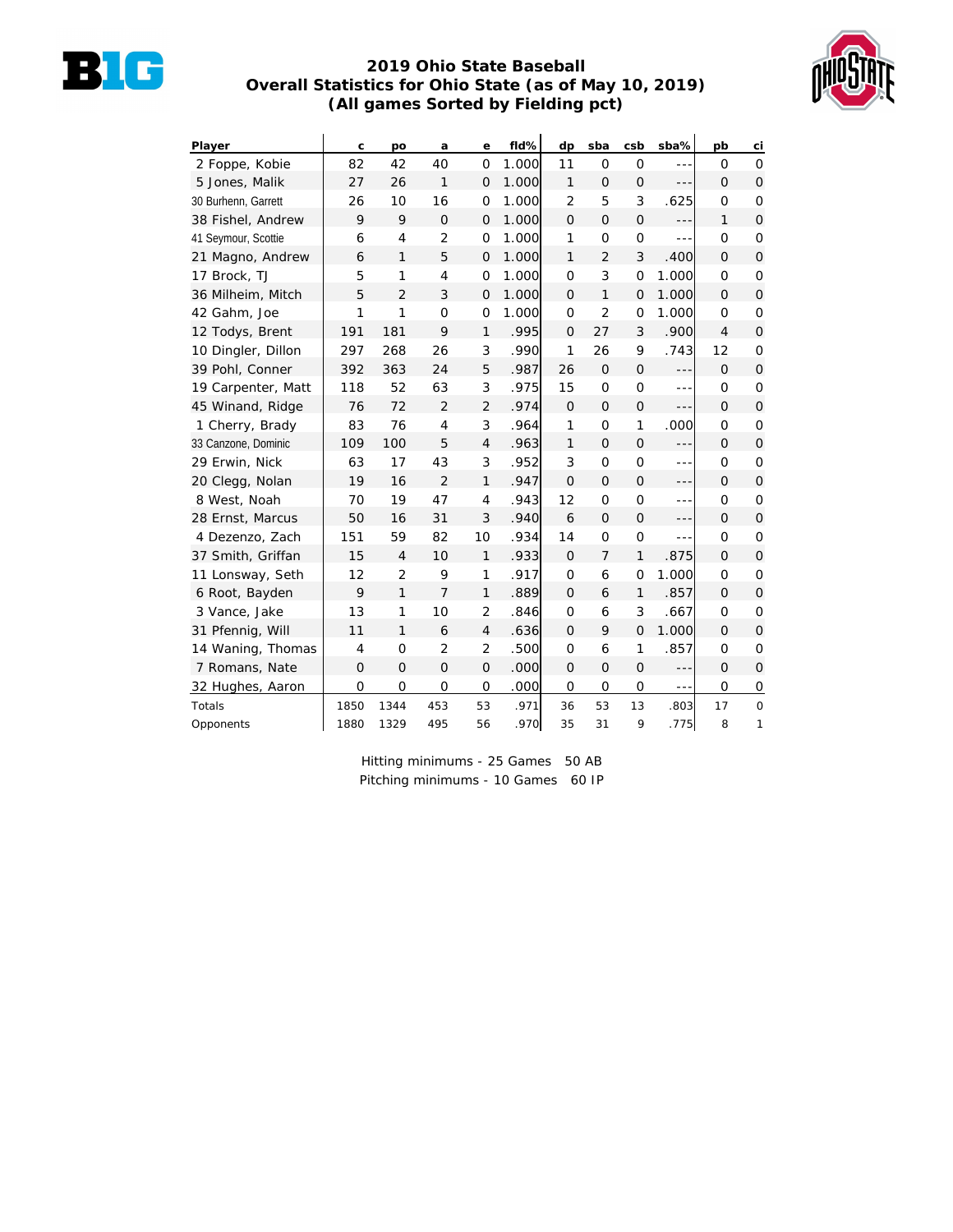# 2019 Ohio State Baseball
## Overall Statistics for Ohio State (as of May 10, 2019)
## (All games Sorted by Fielding pct)

| Player | c | po | a | e | fld% | dp | sba | csb | sba% | pb | ci |
|---|---|---|---|---|---|---|---|---|---|---|---|
| 2 Foppe, Kobie | 82 | 42 | 40 | 0 | 1.000 | 11 | 0 | 0 | --- | 0 | 0 |
| 5 Jones, Malik | 27 | 26 | 1 | 0 | 1.000 | 1 | 0 | 0 | --- | 0 | 0 |
| 30 Burhenn, Garrett | 26 | 10 | 16 | 0 | 1.000 | 2 | 5 | 3 | .625 | 0 | 0 |
| 38 Fishel, Andrew | 9 | 9 | 0 | 0 | 1.000 | 0 | 0 | 0 | --- | 1 | 0 |
| 41 Seymour, Scottie | 6 | 4 | 2 | 0 | 1.000 | 1 | 0 | 0 | --- | 0 | 0 |
| 21 Magno, Andrew | 6 | 1 | 5 | 0 | 1.000 | 1 | 2 | 3 | .400 | 0 | 0 |
| 17 Brock, TJ | 5 | 1 | 4 | 0 | 1.000 | 0 | 3 | 0 | 1.000 | 0 | 0 |
| 36 Milheim, Mitch | 5 | 2 | 3 | 0 | 1.000 | 0 | 1 | 0 | 1.000 | 0 | 0 |
| 42 Gahm, Joe | 1 | 1 | 0 | 0 | 1.000 | 0 | 2 | 0 | 1.000 | 0 | 0 |
| 12 Todys, Brent | 191 | 181 | 9 | 1 | .995 | 0 | 27 | 3 | .900 | 4 | 0 |
| 10 Dingler, Dillon | 297 | 268 | 26 | 3 | .990 | 1 | 26 | 9 | .743 | 12 | 0 |
| 39 Pohl, Conner | 392 | 363 | 24 | 5 | .987 | 26 | 0 | 0 | --- | 0 | 0 |
| 19 Carpenter, Matt | 118 | 52 | 63 | 3 | .975 | 15 | 0 | 0 | --- | 0 | 0 |
| 45 Winand, Ridge | 76 | 72 | 2 | 2 | .974 | 0 | 0 | 0 | --- | 0 | 0 |
| 1 Cherry, Brady | 83 | 76 | 4 | 3 | .964 | 1 | 0 | 1 | .000 | 0 | 0 |
| 33 Canzone, Dominic | 109 | 100 | 5 | 4 | .963 | 1 | 0 | 0 | --- | 0 | 0 |
| 29 Erwin, Nick | 63 | 17 | 43 | 3 | .952 | 3 | 0 | 0 | --- | 0 | 0 |
| 20 Clegg, Nolan | 19 | 16 | 2 | 1 | .947 | 0 | 0 | 0 | --- | 0 | 0 |
| 8 West, Noah | 70 | 19 | 47 | 4 | .943 | 12 | 0 | 0 | --- | 0 | 0 |
| 28 Ernst, Marcus | 50 | 16 | 31 | 3 | .940 | 6 | 0 | 0 | --- | 0 | 0 |
| 4 Dezenzo, Zach | 151 | 59 | 82 | 10 | .934 | 14 | 0 | 0 | --- | 0 | 0 |
| 37 Smith, Griffan | 15 | 4 | 10 | 1 | .933 | 0 | 7 | 1 | .875 | 0 | 0 |
| 11 Lonsway, Seth | 12 | 2 | 9 | 1 | .917 | 0 | 6 | 0 | 1.000 | 0 | 0 |
| 6 Root, Bayden | 9 | 1 | 7 | 1 | .889 | 0 | 6 | 1 | .857 | 0 | 0 |
| 3 Vance, Jake | 13 | 1 | 10 | 2 | .846 | 0 | 6 | 3 | .667 | 0 | 0 |
| 31 Pfennig, Will | 11 | 1 | 6 | 4 | .636 | 0 | 9 | 0 | 1.000 | 0 | 0 |
| 14 Waning, Thomas | 4 | 0 | 2 | 2 | .500 | 0 | 6 | 1 | .857 | 0 | 0 |
| 7 Romans, Nate | 0 | 0 | 0 | 0 | .000 | 0 | 0 | 0 | --- | 0 | 0 |
| 32 Hughes, Aaron | 0 | 0 | 0 | 0 | .000 | 0 | 0 | 0 | --- | 0 | 0 |
| Totals | 1850 | 1344 | 453 | 53 | .971 | 36 | 53 | 13 | .803 | 17 | 0 |
| Opponents | 1880 | 1329 | 495 | 56 | .970 | 35 | 31 | 9 | .775 | 8 | 1 |

Hitting minimums - 25 Games 50 AB
Pitching minimums - 10 Games 60 IP